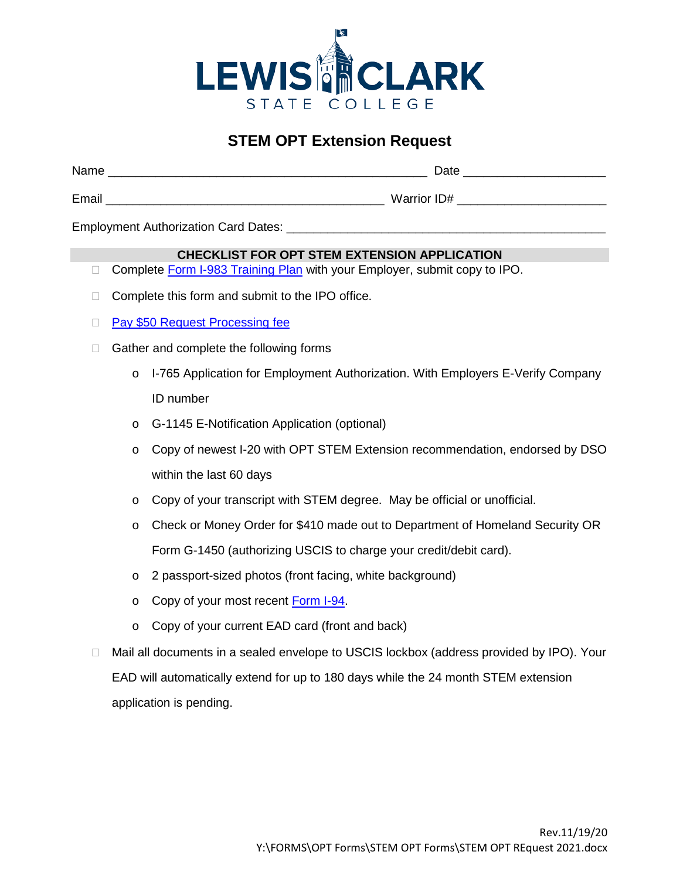LEWIS CLARK STATE COLLEGE

# STEM OPT Extension Request

Name ______________________________________________ Date ____________________

Email _________________________________________ Warrior ID# _____________________

Employment Authorization Card Dates: _____________________________________________

## CHECKLIST FOR OPT STEM EXTENSION APPLICATION

- ☐ Complete Form I-983 Training Plan with your Employer, submit copy to IPO.
- ☐ Complete this form and submit to the IPO office.
- ☐ Pay $50 Request Processing fee
- ☐ Gather and complete the following forms
  - I-765 Application for Employment Authorization. With Employers E-Verify Company ID number
  - G-1145 E-Notification Application (optional)
  - Copy of newest I-20 with OPT STEM Extension recommendation, endorsed by DSO within the last 60 days
  - Copy of your transcript with STEM degree. May be official or unofficial.
  - Check or Money Order for $410 made out to Department of Homeland Security OR Form G-1450 (authorizing USCIS to charge your credit/debit card).
  - 2 passport-sized photos (front facing, white background)
  - Copy of your most recent Form I-94.
  - Copy of your current EAD card (front and back)
- ☐ Mail all documents in a sealed envelope to USCIS lockbox (address provided by IPO). Your EAD will automatically extend for up to 180 days while the 24 month STEM extension application is pending.

Rev.11/19/20
Y:\FORMS\OPT Forms\STEM OPT Forms\STEM OPT REquest 2021.docx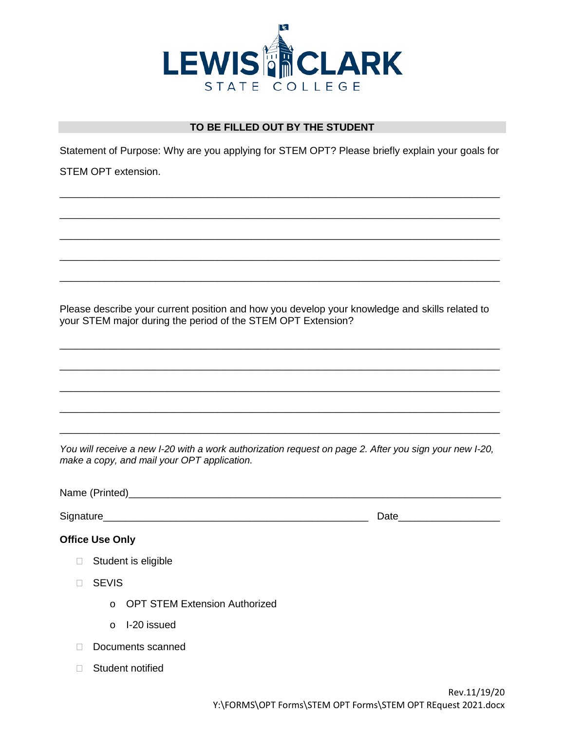**LEWIS CLARK**
STATE COLLEGE

**TO BE FILLED OUT BY THE STUDENT**

Statement of Purpose: Why are you applying for STEM OPT? Please briefly explain your goals for STEM OPT extension.

_______________________________________________________________________________

_______________________________________________________________________________

_______________________________________________________________________________

_______________________________________________________________________________

_______________________________________________________________________________

Please describe your current position and how you develop your knowledge and skills related to your STEM major during the period of the STEM OPT Extension?

_______________________________________________________________________________

_______________________________________________________________________________

_______________________________________________________________________________

_______________________________________________________________________________

_______________________________________________________________________________

*You will receive a new I-20 with a work authorization request on page 2. After you sign your new I-20, make a copy, and mail your OPT application.*

Name (Printed)_________________________________________________________________

Signature_____________________________________________ Date_________________

**Office Use Only**

- ☐ Student is eligible
- ☐ SEVIS
  - o OPT STEM Extension Authorized
  - o I-20 issued
- ☐ Documents scanned
- ☐ Student notified

Rev.11/19/20
Y:\FORMS\OPT Forms\STEM OPT Forms\STEM OPT REquest 2021.docx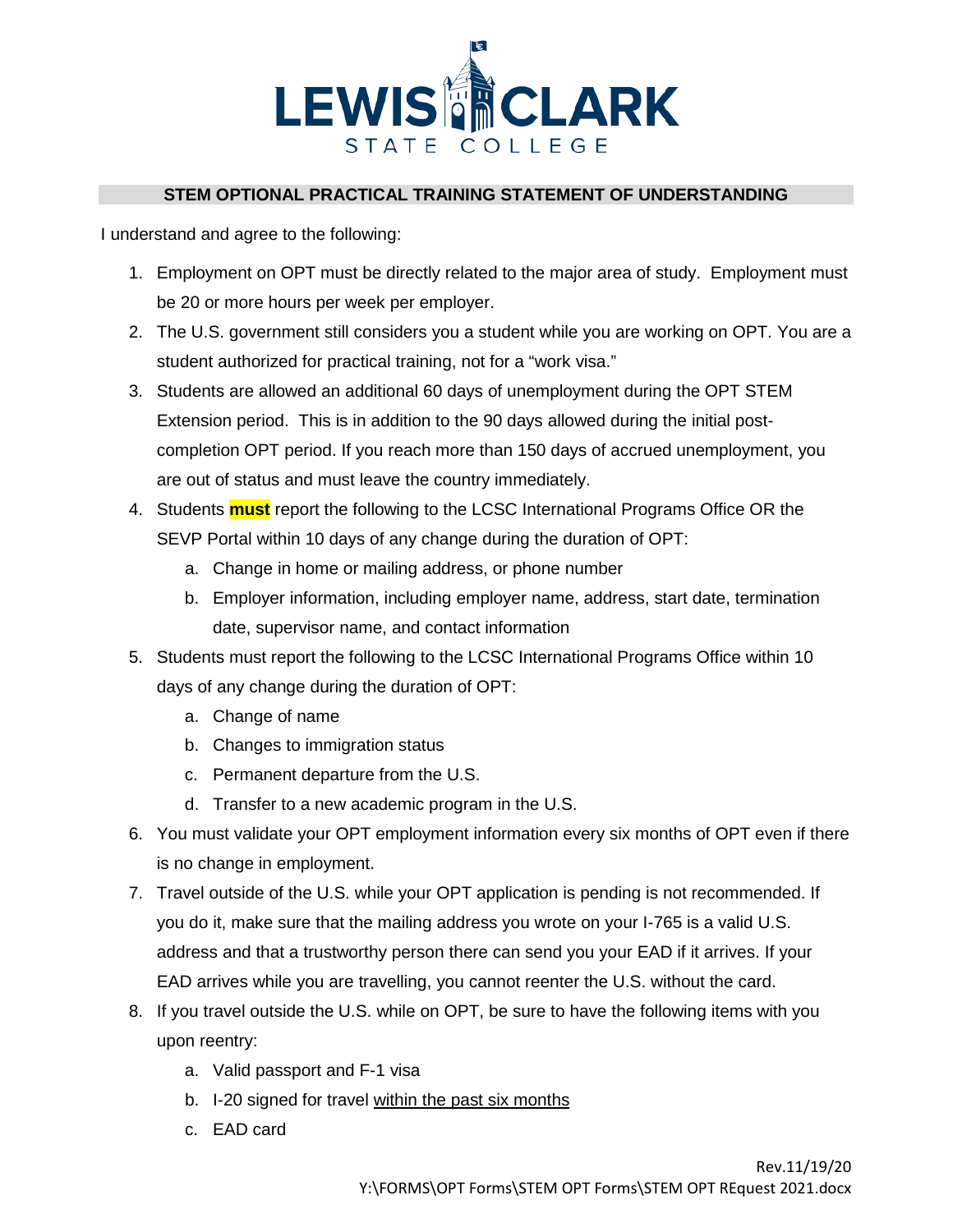LEWIS CLARK STATE COLLEGE

## STEM OPTIONAL PRACTICAL TRAINING STATEMENT OF UNDERSTANDING

I understand and agree to the following:

1. Employment on OPT must be directly related to the major area of study. Employment must be 20 or more hours per week per employer.
2. The U.S. government still considers you a student while you are working on OPT. You are a student authorized for practical training, not for a "work visa."
3. Students are allowed an additional 60 days of unemployment during the OPT STEM Extension period. This is in addition to the 90 days allowed during the initial post-completion OPT period. If you reach more than 150 days of accrued unemployment, you are out of status and must leave the country immediately.
4. Students **must** report the following to the LCSC International Programs Office OR the SEVP Portal within 10 days of any change during the duration of OPT:
   a. Change in home or mailing address, or phone number
   b. Employer information, including employer name, address, start date, termination date, supervisor name, and contact information
5. Students must report the following to the LCSC International Programs Office within 10 days of any change during the duration of OPT:
   a. Change of name
   b. Changes to immigration status
   c. Permanent departure from the U.S.
   d. Transfer to a new academic program in the U.S.
6. You must validate your OPT employment information every six months of OPT even if there is no change in employment.
7. Travel outside of the U.S. while your OPT application is pending is not recommended. If you do it, make sure that the mailing address you wrote on your I-765 is a valid U.S. address and that a trustworthy person there can send you your EAD if it arrives. If your EAD arrives while you are travelling, you cannot reenter the U.S. without the card.
8. If you travel outside the U.S. while on OPT, be sure to have the following items with you upon reentry:
   a. Valid passport and F-1 visa
   b. I-20 signed for travel <u>within the past six months</u>
   c. EAD card

Rev.11/19/20
Y:\FORMS\OPT Forms\STEM OPT Forms\STEM OPT REquest 2021.docx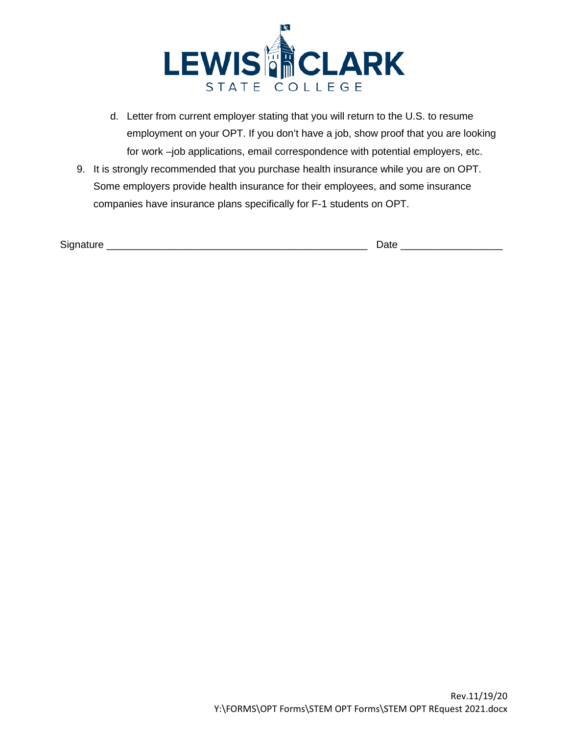d. Letter from current employer stating that you will return to the U.S. to resume employment on your OPT. If you don't have a job, show proof that you are looking for work –job applications, email correspondence with potential employers, etc.

9. It is strongly recommended that you purchase health insurance while you are on OPT. Some employers provide health insurance for their employees, and some insurance companies have insurance plans specifically for F-1 students on OPT.

Signature _______________________________________________ Date _________________

Rev.11/19/20
Y:\FORMS\OPT Forms\STEM OPT Forms\STEM OPT REquest 2021.docx